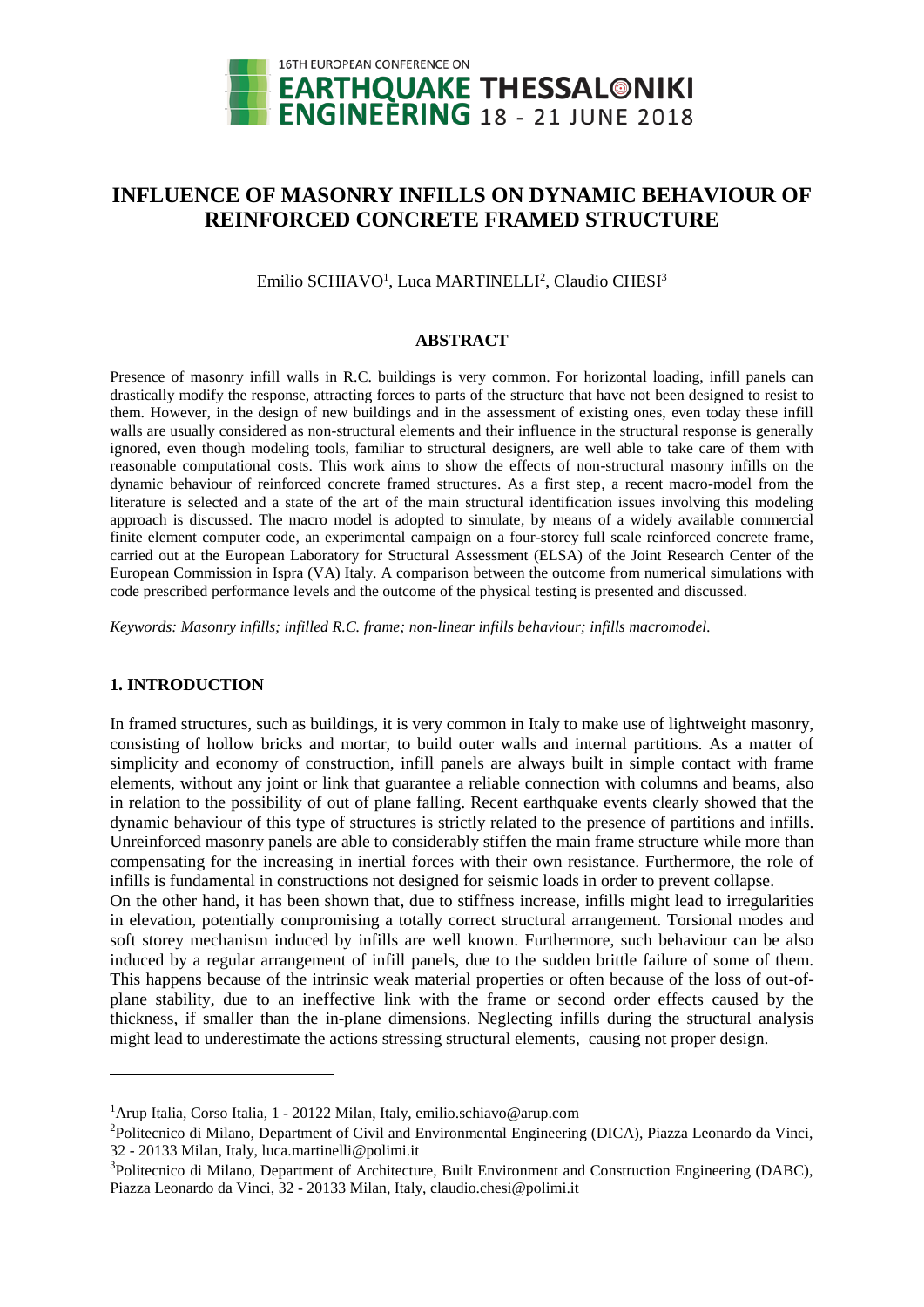# INFLUENCE OF MASONRY INFILLS ON DYNAMIC BEHAVIOUR OF REINFORCED CONCRETE FRAMED STRUCTURE

Emilio SCHIAVO[1], Luca MARTINELLI[2], Claudio CHESI[3]

## ABSTRACT

Presence of masonry infill walls in R.C. buildings is very common. For horizontal loading, infill panels can drastically modify the response, attracting forces to parts of the structure that have not been designed to resist to them. However, in the design of new buildings and in the assessment of existing ones, even today these infill walls are usually considered as non-structural elements and their influence in the structural response is generally ignored, even though modeling tools, familiar to structural designers, are well able to take care of them with reasonable computational costs. This work aims to show the effects of non-structural masonry infills on the dynamic behaviour of reinforced concrete framed structures. As a first step, a recent macro-model from the literature is selected and a state of the art of the main structural identification issues involving this modeling approach is discussed. The macro model is adopted to simulate, by means of a widely available commercial finite element computer code, an experimental campaign on a four-storey full scale reinforced concrete frame, carried out at the European Laboratory for Structural Assessment (ELSA) of the Joint Research Center of the European Commission in Ispra (VA) Italy. A comparison between the outcome from numerical simulations with code prescribed performance levels and the outcome of the physical testing is presented and discussed.

*Keywords: Masonry infills; infilled R.C. frame; non-linear infills behaviour; infills macromodel.*

## 1. INTRODUCTION

In framed structures, such as buildings, it is very common in Italy to make use of lightweight masonry, consisting of hollow bricks and mortar, to build outer walls and internal partitions. As a matter of simplicity and economy of construction, infill panels are always built in simple contact with frame elements, without any joint or link that guarantee a reliable connection with columns and beams, also in relation to the possibility of out of plane falling. Recent earthquake events clearly showed that the dynamic behaviour of this type of structures is strictly related to the presence of partitions and infills. Unreinforced masonry panels are able to considerably stiffen the main frame structure while more than compensating for the increasing in inertial forces with their own resistance. Furthermore, the role of infills is fundamental in constructions not designed for seismic loads in order to prevent collapse.

On the other hand, it has been shown that, due to stiffness increase, infills might lead to irregularities in elevation, potentially compromising a totally correct structural arrangement. Torsional modes and soft storey mechanism induced by infills are well known. Furthermore, such behaviour can be also induced by a regular arrangement of infill panels, due to the sudden brittle failure of some of them. This happens because of the intrinsic weak material properties or often because of the loss of out-of-plane stability, due to an ineffective link with the frame or second order effects caused by the thickness, if smaller than the in-plane dimensions. Neglecting infills during the structural analysis might lead to underestimate the actions stressing structural elements, causing not proper design.

---

[1] Arup Italia, Corso Italia, 1 - 20122 Milan, Italy, emilio.schiavo@arup.com

[2] Politecnico di Milano, Department of Civil and Environmental Engineering (DICA), Piazza Leonardo da Vinci, 32 - 20133 Milan, Italy, luca.martinelli@polimi.it

[3] Politecnico di Milano, Department of Architecture, Built Environment and Construction Engineering (DABC), Piazza Leonardo da Vinci, 32 - 20133 Milan, Italy, claudio.chesi@polimi.it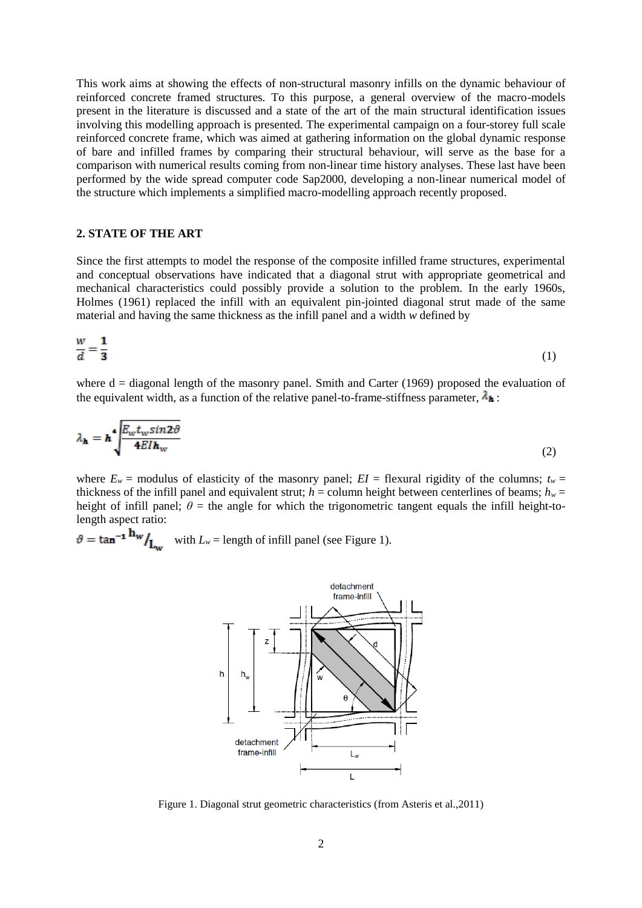This work aims at showing the effects of non-structural masonry infills on the dynamic behaviour of reinforced concrete framed structures. To this purpose, a general overview of the macro-models present in the literature is discussed and a state of the art of the main structural identification issues involving this modelling approach is presented. The experimental campaign on a four-storey full scale reinforced concrete frame, which was aimed at gathering information on the global dynamic response of bare and infilled frames by comparing their structural behaviour, will serve as the base for a comparison with numerical results coming from non-linear time history analyses. These last have been performed by the wide spread computer code Sap2000, developing a non-linear numerical model of the structure which implements a simplified macro-modelling approach recently proposed.

## 2. STATE OF THE ART

Since the first attempts to model the response of the composite infilled frame structures, experimental and conceptual observations have indicated that a diagonal strut with appropriate geometrical and mechanical characteristics could possibly provide a solution to the problem. In the early 1960s, Holmes (1961) replaced the infill with an equivalent pin-jointed diagonal strut made of the same material and having the same thickness as the infill panel and a width *w* defined by

$$\frac{w}{d} = \frac{1}{3} \tag{1}$$

where d = diagonal length of the masonry panel. Smith and Carter (1969) proposed the evaluation of the equivalent width, as a function of the relative panel-to-frame-stiffness parameter, $\lambda_h$ :

$$\lambda_h = h \sqrt[4]{\frac{E_w t_w \sin 2\vartheta}{4EI h_w}} \tag{2}$$

where $E_w$ = modulus of elasticity of the masonry panel; $EI$ = flexural rigidity of the columns; $t_w$ = thickness of the infill panel and equivalent strut; $h$ = column height between centerlines of beams; $h_w$ = height of infill panel; $\theta$ = the angle for which the trigonometric tangent equals the infill height-to-length aspect ratio:

$\vartheta = \tan^{-1} h_w / L_w$ with $L_w$ = length of infill panel (see Figure 1).

Figure 1. Diagonal strut geometric characteristics (from Asteris et al.,2011)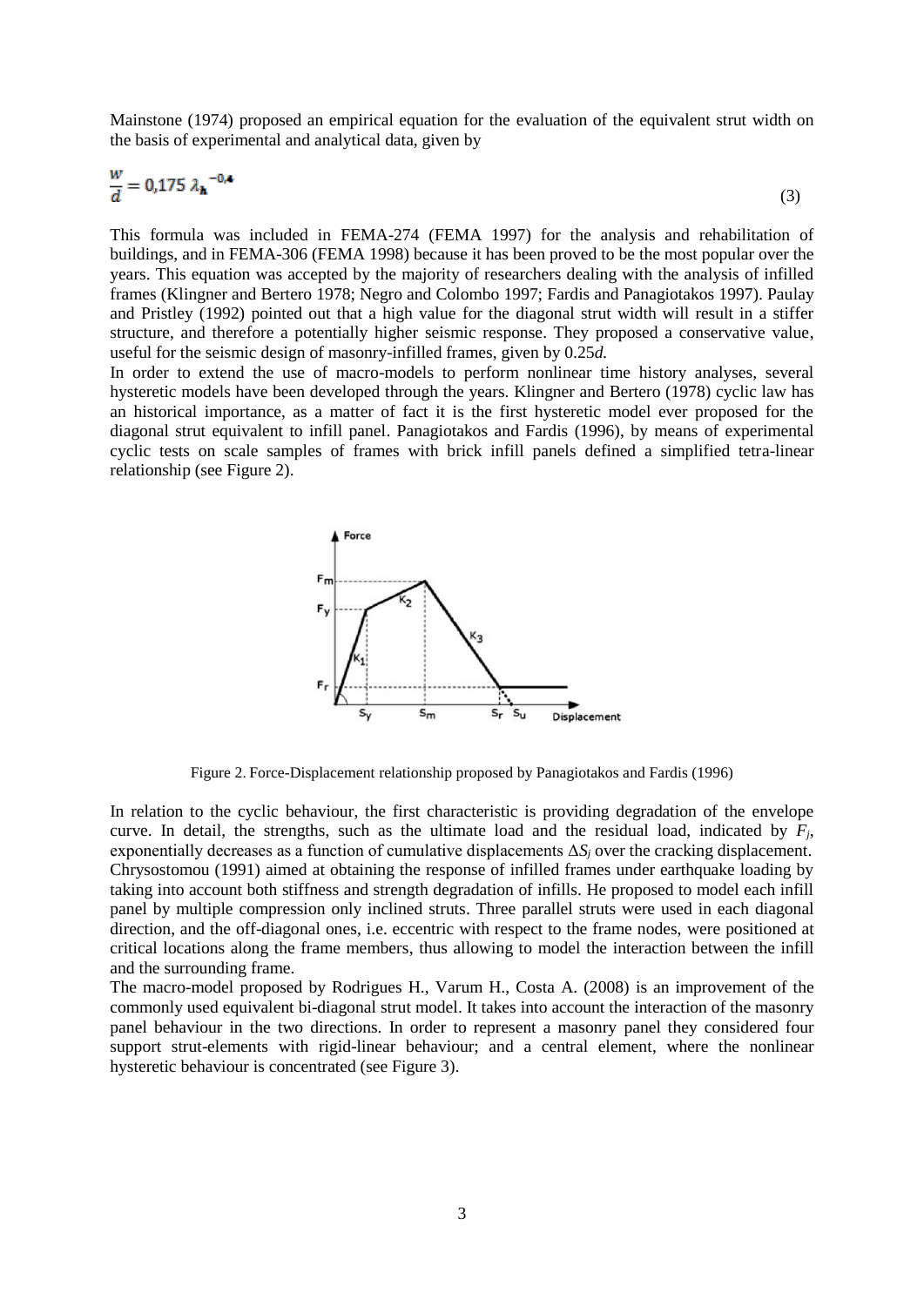Mainstone (1974) proposed an empirical equation for the evaluation of the equivalent strut width on the basis of experimental and analytical data, given by

$$\frac{w}{d} = 0{,}175\ \lambda_h^{-0{,}4} \tag{3}$$

This formula was included in FEMA-274 (FEMA 1997) for the analysis and rehabilitation of buildings, and in FEMA-306 (FEMA 1998) because it has been proved to be the most popular over the years. This equation was accepted by the majority of researchers dealing with the analysis of infilled frames (Klingner and Bertero 1978; Negro and Colombo 1997; Fardis and Panagiotakos 1997). Paulay and Pristley (1992) pointed out that a high value for the diagonal strut width will result in a stiffer structure, and therefore a potentially higher seismic response. They proposed a conservative value, useful for the seismic design of masonry-infilled frames, given by 0.25*d.*

In order to extend the use of macro-models to perform nonlinear time history analyses, several hysteretic models have been developed through the years. Klingner and Bertero (1978) cyclic law has an historical importance, as a matter of fact it is the first hysteretic model ever proposed for the diagonal strut equivalent to infill panel. Panagiotakos and Fardis (1996), by means of experimental cyclic tests on scale samples of frames with brick infill panels defined a simplified tetra-linear relationship (see Figure 2).

Figure 2. Force-Displacement relationship proposed by Panagiotakos and Fardis (1996)

In relation to the cyclic behaviour, the first characteristic is providing degradation of the envelope curve. In detail, the strengths, such as the ultimate load and the residual load, indicated by $F_j$, exponentially decreases as a function of cumulative displacements $\Delta S_j$ over the cracking displacement. Chrysostomou (1991) aimed at obtaining the response of infilled frames under earthquake loading by taking into account both stiffness and strength degradation of infills. He proposed to model each infill panel by multiple compression only inclined struts. Three parallel struts were used in each diagonal direction, and the off-diagonal ones, i.e. eccentric with respect to the frame nodes, were positioned at critical locations along the frame members, thus allowing to model the interaction between the infill and the surrounding frame.

The macro-model proposed by Rodrigues H., Varum H., Costa A. (2008) is an improvement of the commonly used equivalent bi-diagonal strut model. It takes into account the interaction of the masonry panel behaviour in the two directions. In order to represent a masonry panel they considered four support strut-elements with rigid-linear behaviour; and a central element, where the nonlinear hysteretic behaviour is concentrated (see Figure 3).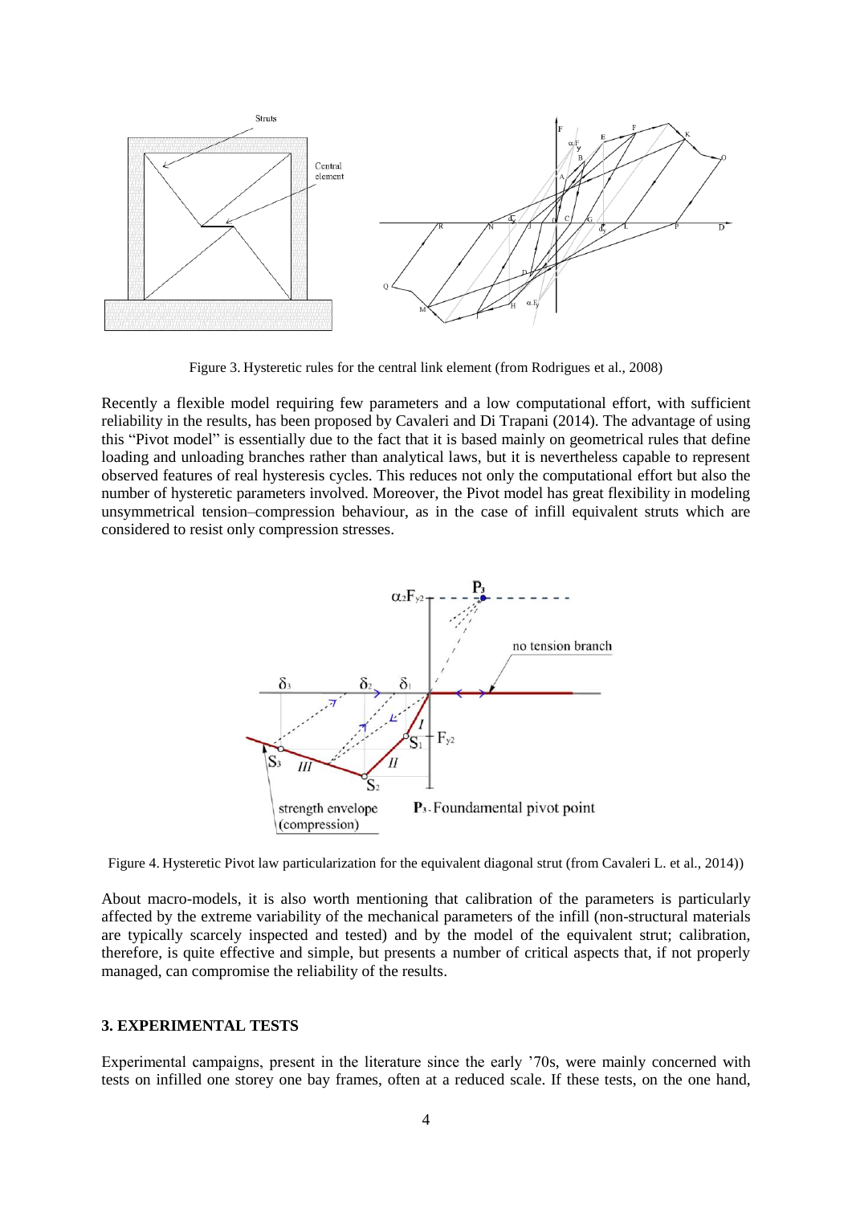Figure 3. Hysteretic rules for the central link element (from Rodrigues et al., 2008)

Recently a flexible model requiring few parameters and a low computational effort, with sufficient reliability in the results, has been proposed by Cavaleri and Di Trapani (2014). The advantage of using this "Pivot model" is essentially due to the fact that it is based mainly on geometrical rules that define loading and unloading branches rather than analytical laws, but it is nevertheless capable to represent observed features of real hysteresis cycles. This reduces not only the computational effort but also the number of hysteretic parameters involved. Moreover, the Pivot model has great flexibility in modeling unsymmetrical tension–compression behaviour, as in the case of infill equivalent struts which are considered to resist only compression stresses.

Figure 4. Hysteretic Pivot law particularization for the equivalent diagonal strut (from Cavaleri L. et al., 2014))

About macro-models, it is also worth mentioning that calibration of the parameters is particularly affected by the extreme variability of the mechanical parameters of the infill (non-structural materials are typically scarcely inspected and tested) and by the model of the equivalent strut; calibration, therefore, is quite effective and simple, but presents a number of critical aspects that, if not properly managed, can compromise the reliability of the results.

## 3. EXPERIMENTAL TESTS

Experimental campaigns, present in the literature since the early '70s, were mainly concerned with tests on infilled one storey one bay frames, often at a reduced scale. If these tests, on the one hand,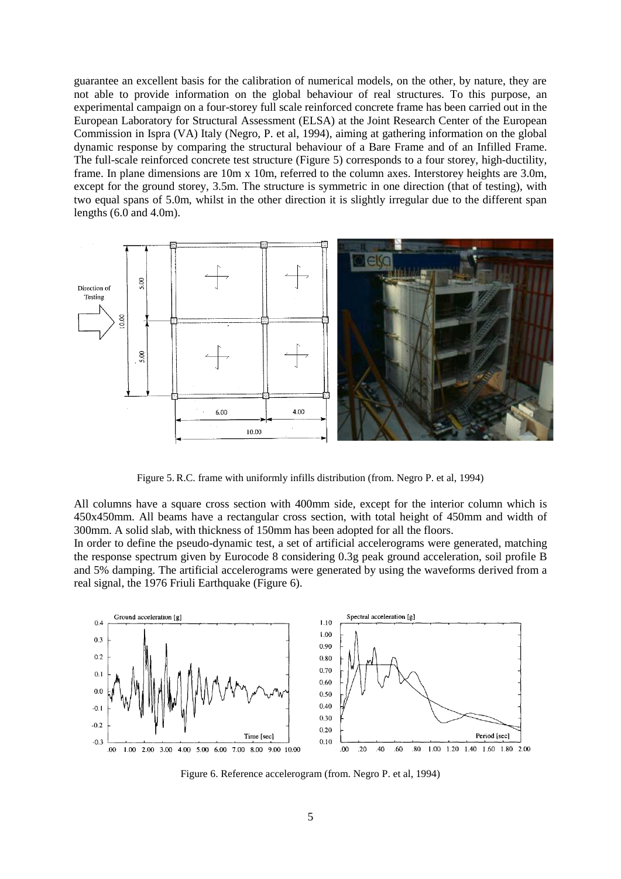guarantee an excellent basis for the calibration of numerical models, on the other, by nature, they are not able to provide information on the global behaviour of real structures. To this purpose, an experimental campaign on a four-storey full scale reinforced concrete frame has been carried out in the European Laboratory for Structural Assessment (ELSA) at the Joint Research Center of the European Commission in Ispra (VA) Italy (Negro, P. et al, 1994), aiming at gathering information on the global dynamic response by comparing the structural behaviour of a Bare Frame and of an Infilled Frame. The full-scale reinforced concrete test structure (Figure 5) corresponds to a four storey, high-ductility, frame. In plane dimensions are 10m x 10m, referred to the column axes. Interstorey heights are 3.0m, except for the ground storey, 3.5m. The structure is symmetric in one direction (that of testing), with two equal spans of 5.0m, whilst in the other direction it is slightly irregular due to the different span lengths (6.0 and 4.0m).

Figure 5. R.C. frame with uniformly infills distribution (from. Negro P. et al, 1994)

All columns have a square cross section with 400mm side, except for the interior column which is 450x450mm. All beams have a rectangular cross section, with total height of 450mm and width of 300mm. A solid slab, with thickness of 150mm has been adopted for all the floors.

In order to define the pseudo-dynamic test, a set of artificial accelerograms were generated, matching the response spectrum given by Eurocode 8 considering 0.3g peak ground acceleration, soil profile B and 5% damping. The artificial accelerograms were generated by using the waveforms derived from a real signal, the 1976 Friuli Earthquake (Figure 6).

Figure 6. Reference accelerogram (from. Negro P. et al, 1994)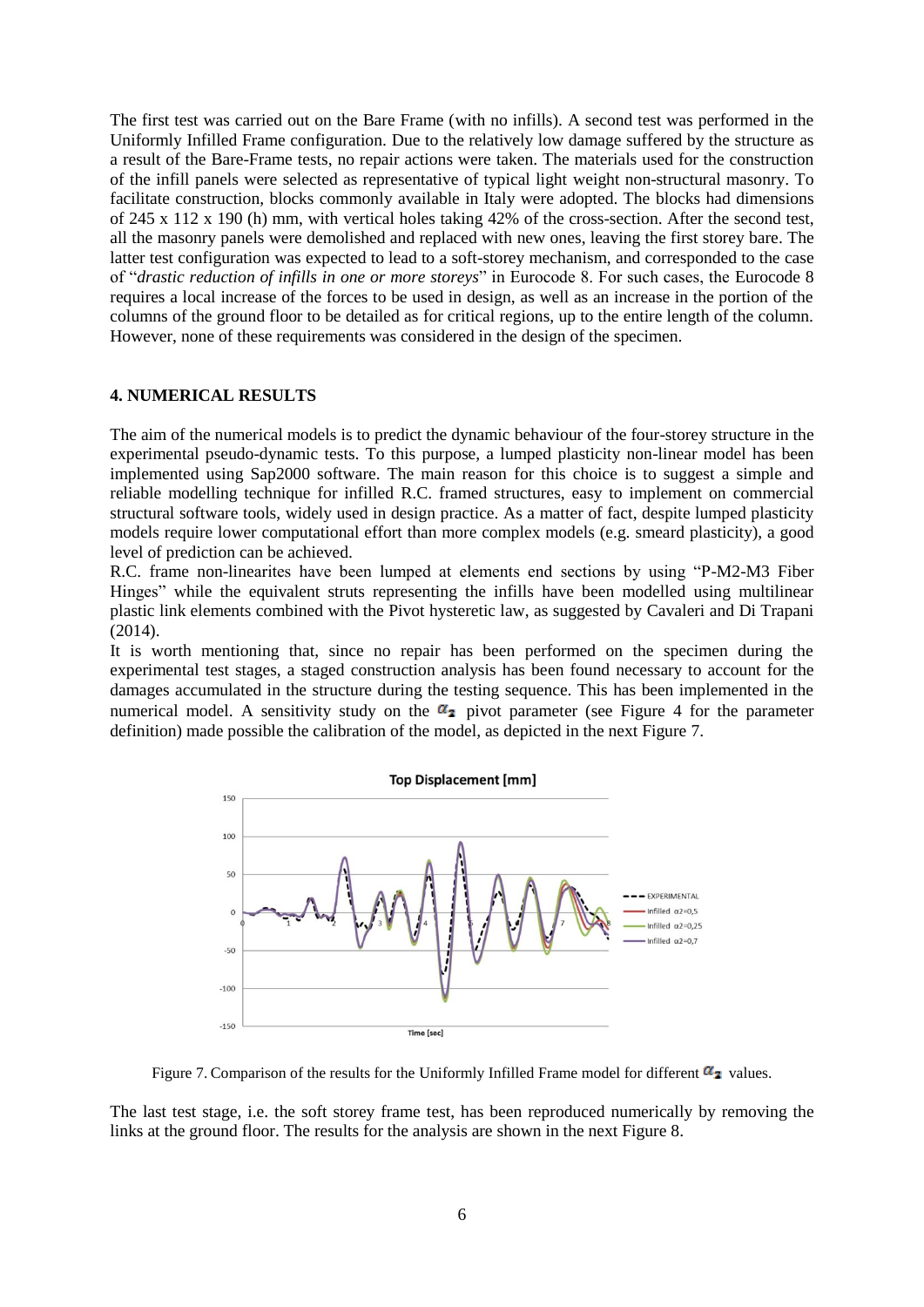The first test was carried out on the Bare Frame (with no infills). A second test was performed in the Uniformly Infilled Frame configuration. Due to the relatively low damage suffered by the structure as a result of the Bare-Frame tests, no repair actions were taken. The materials used for the construction of the infill panels were selected as representative of typical light weight non-structural masonry. To facilitate construction, blocks commonly available in Italy were adopted. The blocks had dimensions of 245 x 112 x 190 (h) mm, with vertical holes taking 42% of the cross-section. After the second test, all the masonry panels were demolished and replaced with new ones, leaving the first storey bare. The latter test configuration was expected to lead to a soft-storey mechanism, and corresponded to the case of "*drastic reduction of infills in one or more storeys*" in Eurocode 8. For such cases, the Eurocode 8 requires a local increase of the forces to be used in design, as well as an increase in the portion of the columns of the ground floor to be detailed as for critical regions, up to the entire length of the column. However, none of these requirements was considered in the design of the specimen.

## 4. NUMERICAL RESULTS

The aim of the numerical models is to predict the dynamic behaviour of the four-storey structure in the experimental pseudo-dynamic tests. To this purpose, a lumped plasticity non-linear model has been implemented using Sap2000 software. The main reason for this choice is to suggest a simple and reliable modelling technique for infilled R.C. framed structures, easy to implement on commercial structural software tools, widely used in design practice. As a matter of fact, despite lumped plasticity models require lower computational effort than more complex models (e.g. smeard plasticity), a good level of prediction can be achieved.

R.C. frame non-linearites have been lumped at elements end sections by using "P-M2-M3 Fiber Hinges" while the equivalent struts representing the infills have been modelled using multilinear plastic link elements combined with the Pivot hysteretic law, as suggested by Cavaleri and Di Trapani (2014).

It is worth mentioning that, since no repair has been performed on the specimen during the experimental test stages, a staged construction analysis has been found necessary to account for the damages accumulated in the structure during the testing sequence. This has been implemented in the numerical model. A sensitivity study on the $\alpha_2$ pivot parameter (see Figure 4 for the parameter definition) made possible the calibration of the model, as depicted in the next Figure 7.

Figure 7. Comparison of the results for the Uniformly Infilled Frame model for different $\alpha_2$ values.

The last test stage, i.e. the soft storey frame test, has been reproduced numerically by removing the links at the ground floor. The results for the analysis are shown in the next Figure 8.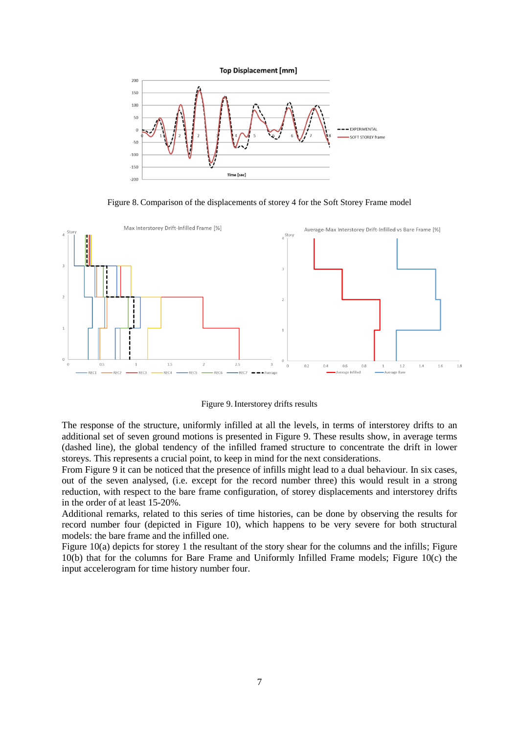Figure 8. Comparison of the displacements of storey 4 for the Soft Storey Frame model

Figure 9. Interstorey drifts results

The response of the structure, uniformly infilled at all the levels, in terms of interstorey drifts to an additional set of seven ground motions is presented in Figure 9. These results show, in average terms (dashed line), the global tendency of the infilled framed structure to concentrate the drift in lower storeys. This represents a crucial point, to keep in mind for the next considerations.

From Figure 9 it can be noticed that the presence of infills might lead to a dual behaviour. In six cases, out of the seven analysed, (i.e. except for the record number three) this would result in a strong reduction, with respect to the bare frame configuration, of storey displacements and interstorey drifts in the order of at least 15-20%.

Additional remarks, related to this series of time histories, can be done by observing the results for record number four (depicted in Figure 10), which happens to be very severe for both structural models: the bare frame and the infilled one.

Figure 10(a) depicts for storey 1 the resultant of the story shear for the columns and the infills; Figure 10(b) that for the columns for Bare Frame and Uniformly Infilled Frame models; Figure 10(c) the input accelerogram for time history number four.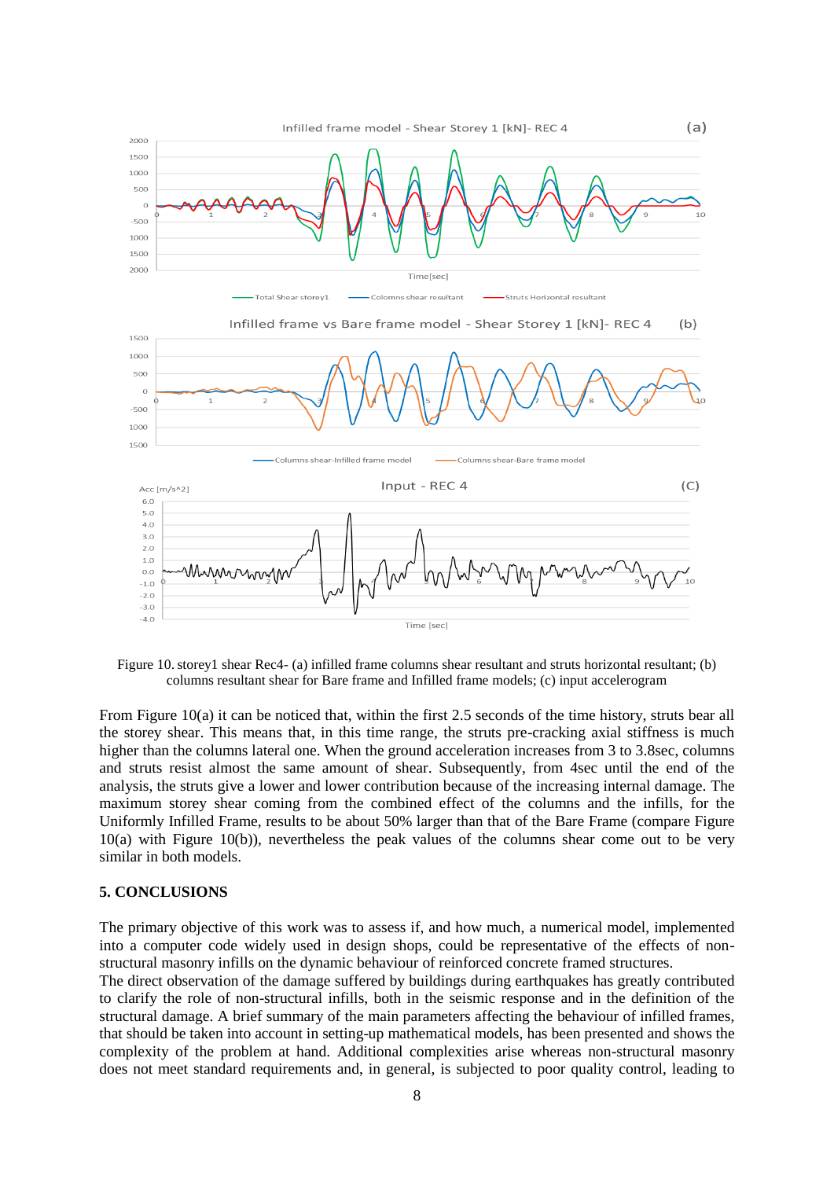Figure 10. storey1 shear Rec4- (a) infilled frame columns shear resultant and struts horizontal resultant; (b) columns resultant shear for Bare frame and Infilled frame models; (c) input accelerogram

From Figure 10(a) it can be noticed that, within the first 2.5 seconds of the time history, struts bear all the storey shear. This means that, in this time range, the struts pre-cracking axial stiffness is much higher than the columns lateral one. When the ground acceleration increases from 3 to 3.8sec, columns and struts resist almost the same amount of shear. Subsequently, from 4sec until the end of the analysis, the struts give a lower and lower contribution because of the increasing internal damage. The maximum storey shear coming from the combined effect of the columns and the infills, for the Uniformly Infilled Frame, results to be about 50% larger than that of the Bare Frame (compare Figure 10(a) with Figure 10(b)), nevertheless the peak values of the columns shear come out to be very similar in both models.

## 5. CONCLUSIONS

The primary objective of this work was to assess if, and how much, a numerical model, implemented into a computer code widely used in design shops, could be representative of the effects of non-structural masonry infills on the dynamic behaviour of reinforced concrete framed structures.
The direct observation of the damage suffered by buildings during earthquakes has greatly contributed to clarify the role of non-structural infills, both in the seismic response and in the definition of the structural damage. A brief summary of the main parameters affecting the behaviour of infilled frames, that should be taken into account in setting-up mathematical models, has been presented and shows the complexity of the problem at hand. Additional complexities arise whereas non-structural masonry does not meet standard requirements and, in general, is subjected to poor quality control, leading to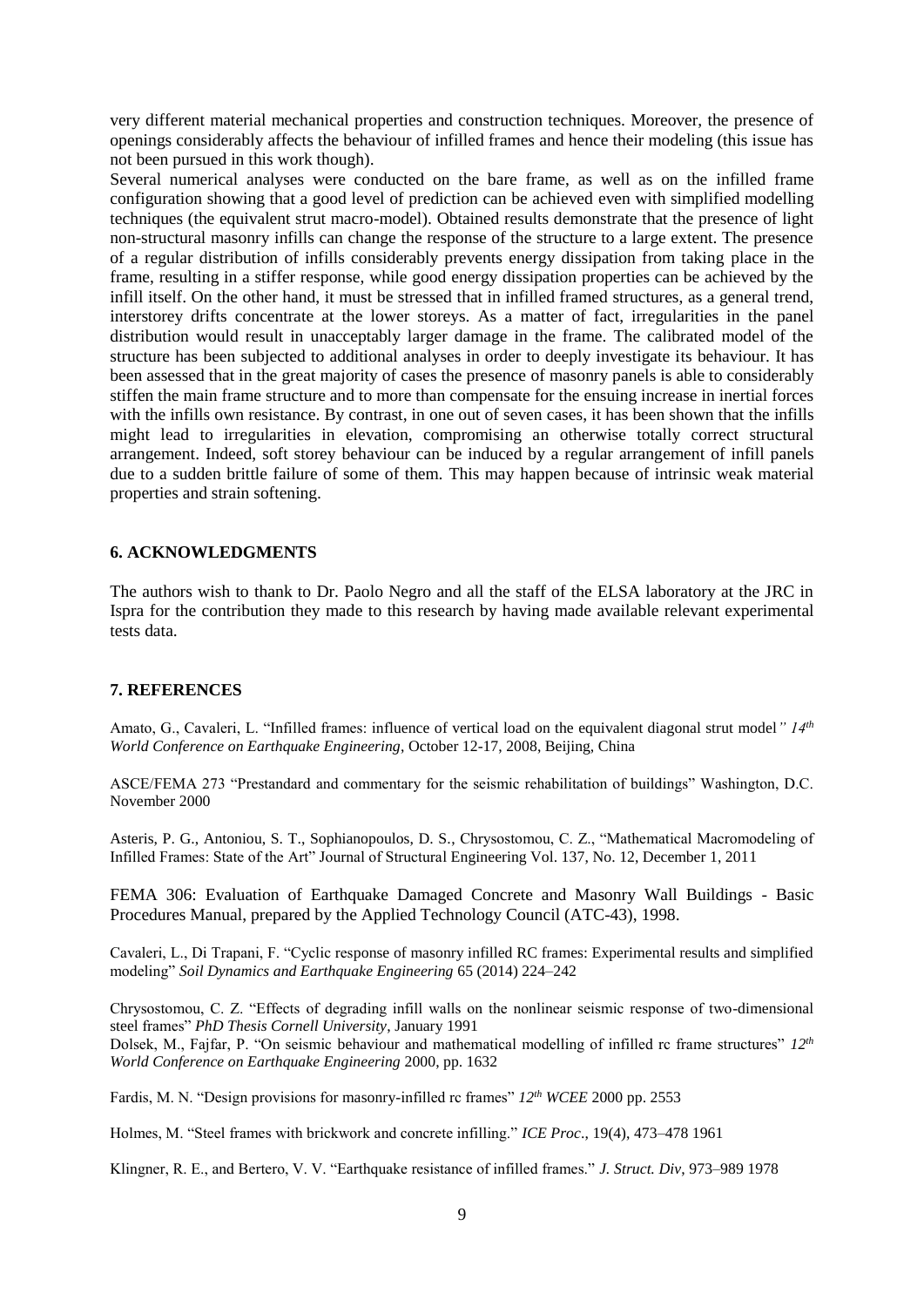very different material mechanical properties and construction techniques. Moreover, the presence of openings considerably affects the behaviour of infilled frames and hence their modeling (this issue has not been pursued in this work though).

Several numerical analyses were conducted on the bare frame, as well as on the infilled frame configuration showing that a good level of prediction can be achieved even with simplified modelling techniques (the equivalent strut macro-model). Obtained results demonstrate that the presence of light non-structural masonry infills can change the response of the structure to a large extent. The presence of a regular distribution of infills considerably prevents energy dissipation from taking place in the frame, resulting in a stiffer response, while good energy dissipation properties can be achieved by the infill itself. On the other hand, it must be stressed that in infilled framed structures, as a general trend, interstorey drifts concentrate at the lower storeys. As a matter of fact, irregularities in the panel distribution would result in unacceptably larger damage in the frame. The calibrated model of the structure has been subjected to additional analyses in order to deeply investigate its behaviour. It has been assessed that in the great majority of cases the presence of masonry panels is able to considerably stiffen the main frame structure and to more than compensate for the ensuing increase in inertial forces with the infills own resistance. By contrast, in one out of seven cases, it has been shown that the infills might lead to irregularities in elevation, compromising an otherwise totally correct structural arrangement. Indeed, soft storey behaviour can be induced by a regular arrangement of infill panels due to a sudden brittle failure of some of them. This may happen because of intrinsic weak material properties and strain softening.

## 6. ACKNOWLEDGMENTS

The authors wish to thank to Dr. Paolo Negro and all the staff of the ELSA laboratory at the JRC in Ispra for the contribution they made to this research by having made available relevant experimental tests data.

## 7. REFERENCES

Amato, G., Cavaleri, L. "Infilled frames: influence of vertical load on the equivalent diagonal strut model*" 14th World Conference on Earthquake Engineering*, October 12-17, 2008, Beijing, China

ASCE/FEMA 273 "Prestandard and commentary for the seismic rehabilitation of buildings" Washington, D.C. November 2000

Asteris, P. G., Antoniou, S. T., Sophianopoulos, D. S., Chrysostomou, C. Z., "Mathematical Macromodeling of Infilled Frames: State of the Art" Journal of Structural Engineering Vol. 137, No. 12, December 1, 2011

FEMA 306: Evaluation of Earthquake Damaged Concrete and Masonry Wall Buildings - Basic Procedures Manual, prepared by the Applied Technology Council (ATC-43), 1998.

Cavaleri, L., Di Trapani, F. "Cyclic response of masonry infilled RC frames: Experimental results and simplified modeling" *Soil Dynamics and Earthquake Engineering* 65 (2014) 224–242

Chrysostomou, C. Z. "Effects of degrading infill walls on the nonlinear seismic response of two-dimensional steel frames" *PhD Thesis Cornell University*, January 1991

Dolsek, M., Fajfar, P. "On seismic behaviour and mathematical modelling of infilled rc frame structures" *12th World Conference on Earthquake Engineering* 2000, pp. 1632

Fardis, M. N. "Design provisions for masonry-infilled rc frames" *12th WCEE* 2000 pp. 2553

Holmes, M. "Steel frames with brickwork and concrete infilling." *ICE Proc*., 19(4), 473–478 1961

Klingner, R. E., and Bertero, V. V. "Earthquake resistance of infilled frames." *J. Struct. Div*, 973–989 1978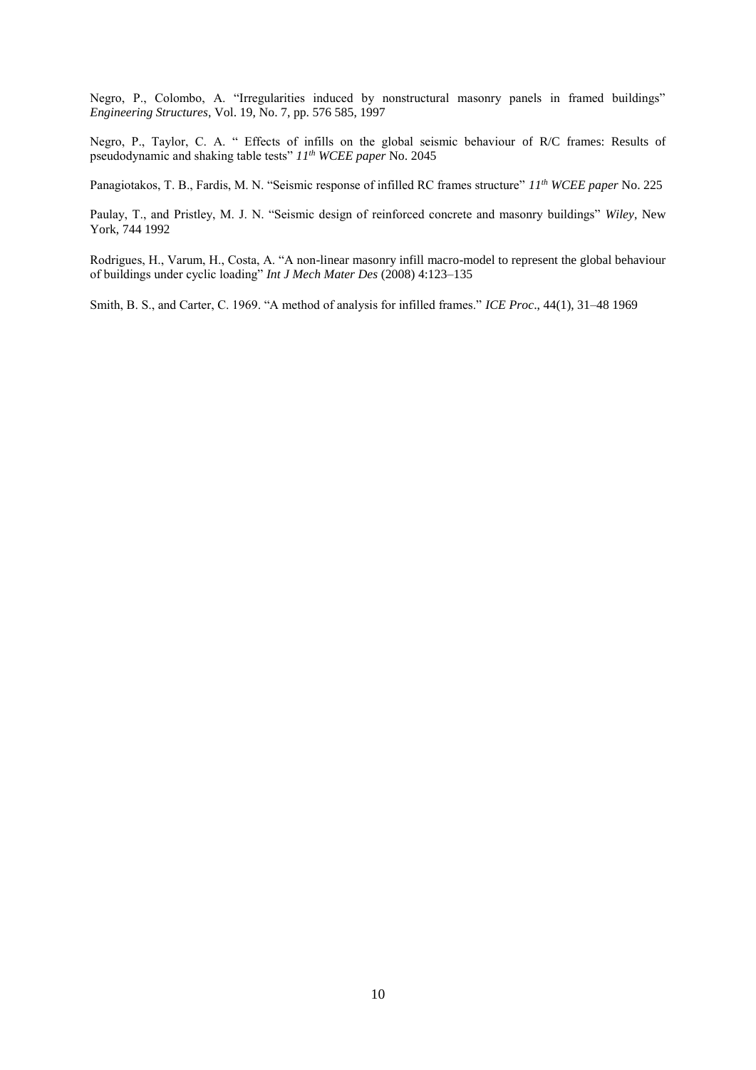Negro, P., Colombo, A. “Irregularities induced by nonstructural masonry panels in framed buildings” *Engineering Structures*, Vol. 19, No. 7, pp. 576 585, 1997

Negro, P., Taylor, C. A. “ Effects of infills on the global seismic behaviour of R/C frames: Results of pseudodynamic and shaking table tests” *11th WCEE paper* No. 2045

Panagiotakos, T. B., Fardis, M. N. “Seismic response of infilled RC frames structure” *11th WCEE paper* No. 225

Paulay, T., and Pristley, M. J. N. “Seismic design of reinforced concrete and masonry buildings” *Wiley*, New York, 744 1992

Rodrigues, H., Varum, H., Costa, A. “A non-linear masonry infill macro-model to represent the global behaviour of buildings under cyclic loading” *Int J Mech Mater Des* (2008) 4:123–135

Smith, B. S., and Carter, C. 1969. “A method of analysis for infilled frames.” *ICE Proc*., 44(1), 31–48 1969